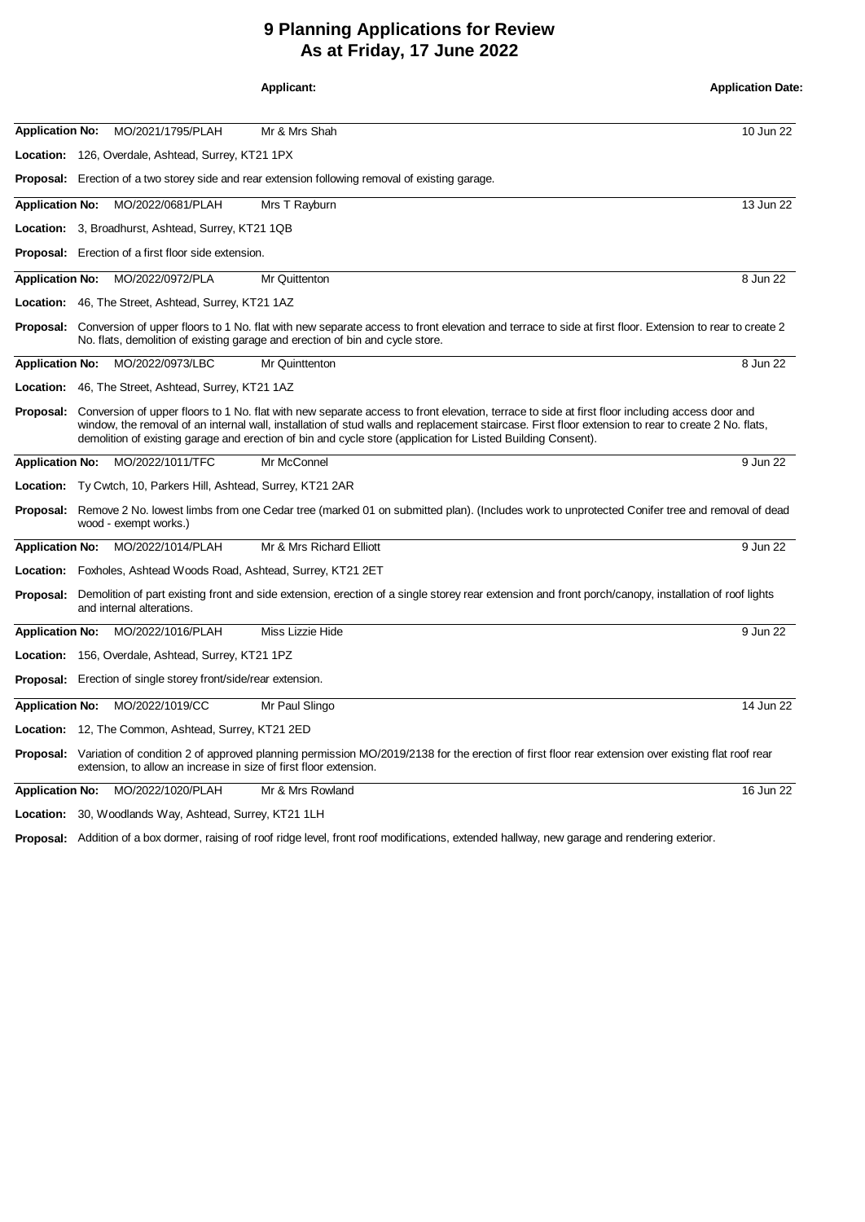# 9 Planning Applications for Review
## As at Friday, 17 June 2022

**Applicant:** **Application Date:**

---

**Application No:** MO/2021/1795/PLAH — Mr & Mrs Shah — 10 Jun 22

**Location:** 126, Overdale, Ashtead, Surrey, KT21 1PX

**Proposal:** Erection of a two storey side and rear extension following removal of existing garage.

---

**Application No:** MO/2022/0681/PLAH — Mrs T Rayburn — 13 Jun 22

**Location:** 3, Broadhurst, Ashtead, Surrey, KT21 1QB

**Proposal:** Erection of a first floor side extension.

---

**Application No:** MO/2022/0972/PLA — Mr Quittenton — 8 Jun 22

**Location:** 46, The Street, Ashtead, Surrey, KT21 1AZ

**Proposal:** Conversion of upper floors to 1 No. flat with new separate access to front elevation and terrace to side at first floor. Extension to rear to create 2 No. flats, demolition of existing garage and erection of bin and cycle store.

---

**Application No:** MO/2022/0973/LBC — Mr Quinttenton — 8 Jun 22

**Location:** 46, The Street, Ashtead, Surrey, KT21 1AZ

**Proposal:** Conversion of upper floors to 1 No. flat with new separate access to front elevation, terrace to side at first floor including access door and window, the removal of an internal wall, installation of stud walls and replacement staircase. First floor extension to rear to create 2 No. flats, demolition of existing garage and erection of bin and cycle store (application for Listed Building Consent).

---

**Application No:** MO/2022/1011/TFC — Mr McConnel — 9 Jun 22

**Location:** Ty Cwtch, 10, Parkers Hill, Ashtead, Surrey, KT21 2AR

**Proposal:** Remove 2 No. lowest limbs from one Cedar tree (marked 01 on submitted plan). (Includes work to unprotected Conifer tree and removal of dead wood - exempt works.)

---

**Application No:** MO/2022/1014/PLAH — Mr & Mrs Richard Elliott — 9 Jun 22

**Location:** Foxholes, Ashtead Woods Road, Ashtead, Surrey, KT21 2ET

**Proposal:** Demolition of part existing front and side extension, erection of a single storey rear extension and front porch/canopy, installation of roof lights and internal alterations.

---

**Application No:** MO/2022/1016/PLAH — Miss Lizzie Hide — 9 Jun 22

**Location:** 156, Overdale, Ashtead, Surrey, KT21 1PZ

**Proposal:** Erection of single storey front/side/rear extension.

---

**Application No:** MO/2022/1019/CC — Mr Paul Slingo — 14 Jun 22

**Location:** 12, The Common, Ashtead, Surrey, KT21 2ED

**Proposal:** Variation of condition 2 of approved planning permission MO/2019/2138 for the erection of first floor rear extension over existing flat roof rear extension, to allow an increase in size of first floor extension.

---

**Application No:** MO/2022/1020/PLAH — Mr & Mrs Rowland — 16 Jun 22

**Location:** 30, Woodlands Way, Ashtead, Surrey, KT21 1LH

**Proposal:** Addition of a box dormer, raising of roof ridge level, front roof modifications, extended hallway, new garage and rendering exterior.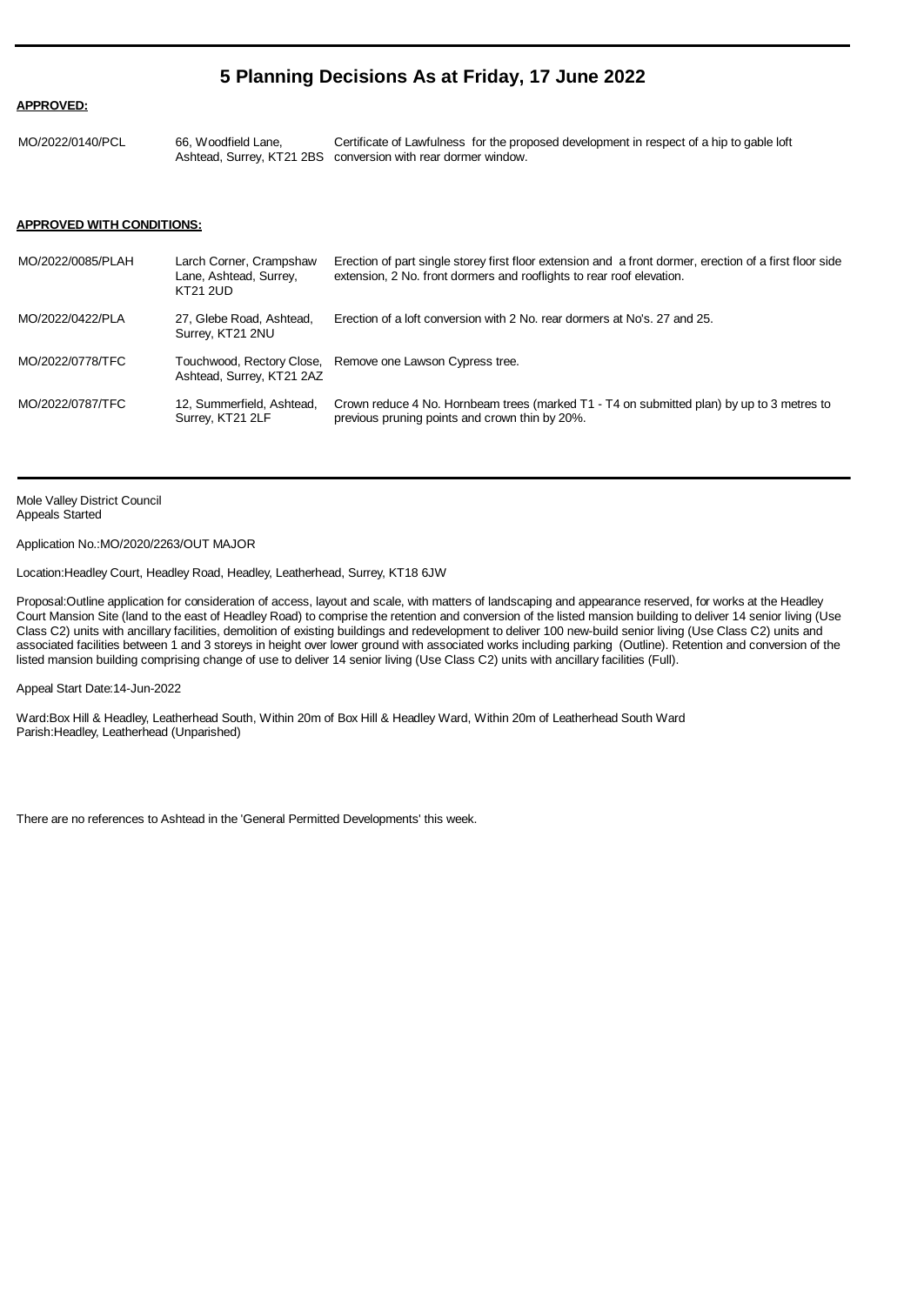# 5 Planning Decisions As at Friday, 17 June 2022

**APPROVED:**

| | | |
|---|---|---|
| MO/2022/0140/PCL | 66, Woodfield Lane, Ashtead, Surrey, KT21 2BS | Certificate of Lawfulness for the proposed development in respect of a hip to gable loft conversion with rear dormer window. |

**APPROVED WITH CONDITIONS:**

| | | |
|---|---|---|
| MO/2022/0085/PLAH | Larch Corner, Crampshaw Lane, Ashtead, Surrey, KT21 2UD | Erection of part single storey first floor extension and a front dormer, erection of a first floor side extension, 2 No. front dormers and rooflights to rear roof elevation. |
| MO/2022/0422/PLA | 27, Glebe Road, Ashtead, Surrey, KT21 2NU | Erection of a loft conversion with 2 No. rear dormers at No's. 27 and 25. |
| MO/2022/0778/TFC | Touchwood, Rectory Close, Ashtead, Surrey, KT21 2AZ | Remove one Lawson Cypress tree. |
| MO/2022/0787/TFC | 12, Summerfield, Ashtead, Surrey, KT21 2LF | Crown reduce 4 No. Hornbeam trees (marked T1 - T4 on submitted plan) by up to 3 metres to previous pruning points and crown thin by 20%. |

Mole Valley District Council
Appeals Started

Application No.:MO/2020/2263/OUT MAJOR

Location:Headley Court, Headley Road, Headley, Leatherhead, Surrey, KT18 6JW

Proposal:Outline application for consideration of access, layout and scale, with matters of landscaping and appearance reserved, for works at the Headley Court Mansion Site (land to the east of Headley Road) to comprise the retention and conversion of the listed mansion building to deliver 14 senior living (Use Class C2) units with ancillary facilities, demolition of existing buildings and redevelopment to deliver 100 new-build senior living (Use Class C2) units and associated facilities between 1 and 3 storeys in height over lower ground with associated works including parking (Outline). Retention and conversion of the listed mansion building comprising change of use to deliver 14 senior living (Use Class C2) units with ancillary facilities (Full).

Appeal Start Date:14-Jun-2022

Ward:Box Hill & Headley, Leatherhead South, Within 20m of Box Hill & Headley Ward, Within 20m of Leatherhead South Ward
Parish:Headley, Leatherhead (Unparished)

There are no references to Ashtead in the 'General Permitted Developments' this week.